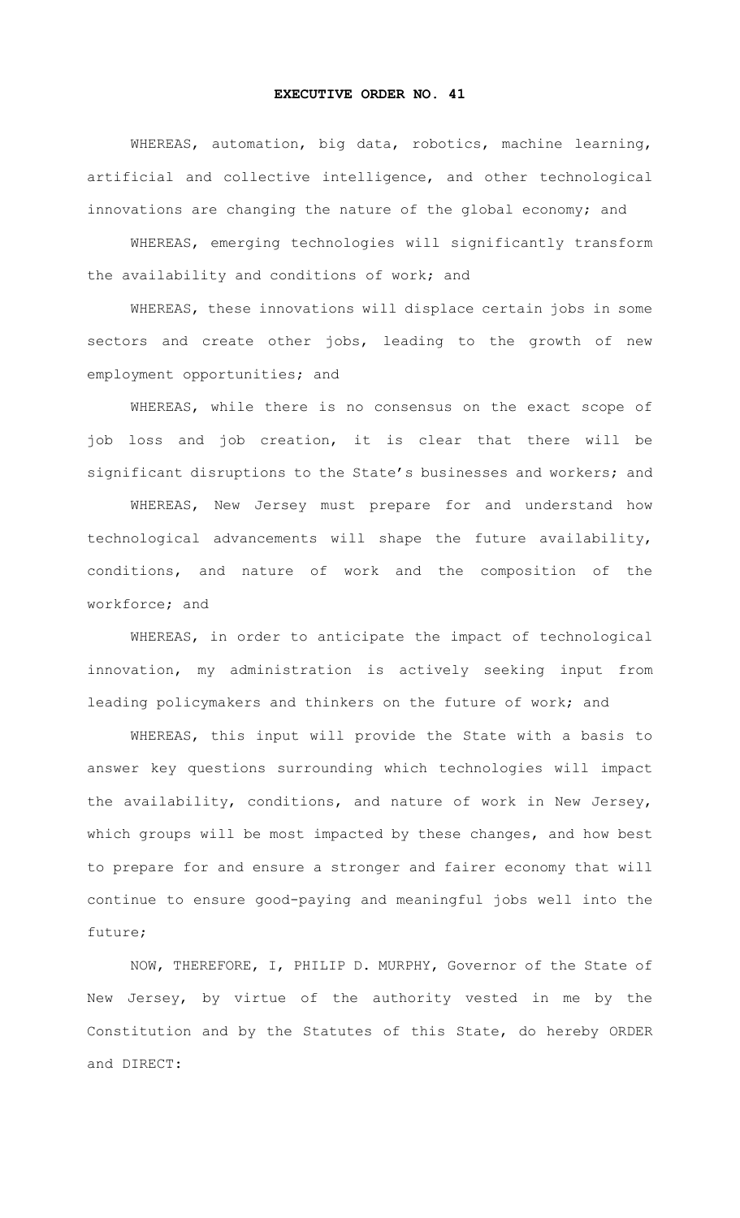# EXECUTIVE ORDER NO. 41

WHEREAS, automation, big data, robotics, machine learning, artificial and collective intelligence, and other technological innovations are changing the nature of the global economy; and

WHEREAS, emerging technologies will significantly transform the availability and conditions of work; and

WHEREAS, these innovations will displace certain jobs in some sectors and create other jobs, leading to the growth of new employment opportunities; and

WHEREAS, while there is no consensus on the exact scope of job loss and job creation, it is clear that there will be significant disruptions to the State's businesses and workers; and

WHEREAS, New Jersey must prepare for and understand how technological advancements will shape the future availability, conditions, and nature of work and the composition of the workforce; and

WHEREAS, in order to anticipate the impact of technological innovation, my administration is actively seeking input from leading policymakers and thinkers on the future of work; and

WHEREAS, this input will provide the State with a basis to answer key questions surrounding which technologies will impact the availability, conditions, and nature of work in New Jersey, which groups will be most impacted by these changes, and how best to prepare for and ensure a stronger and fairer economy that will continue to ensure good-paying and meaningful jobs well into the future;

NOW, THEREFORE, I, PHILIP D. MURPHY, Governor of the State of New Jersey, by virtue of the authority vested in me by the Constitution and by the Statutes of this State, do hereby ORDER and DIRECT: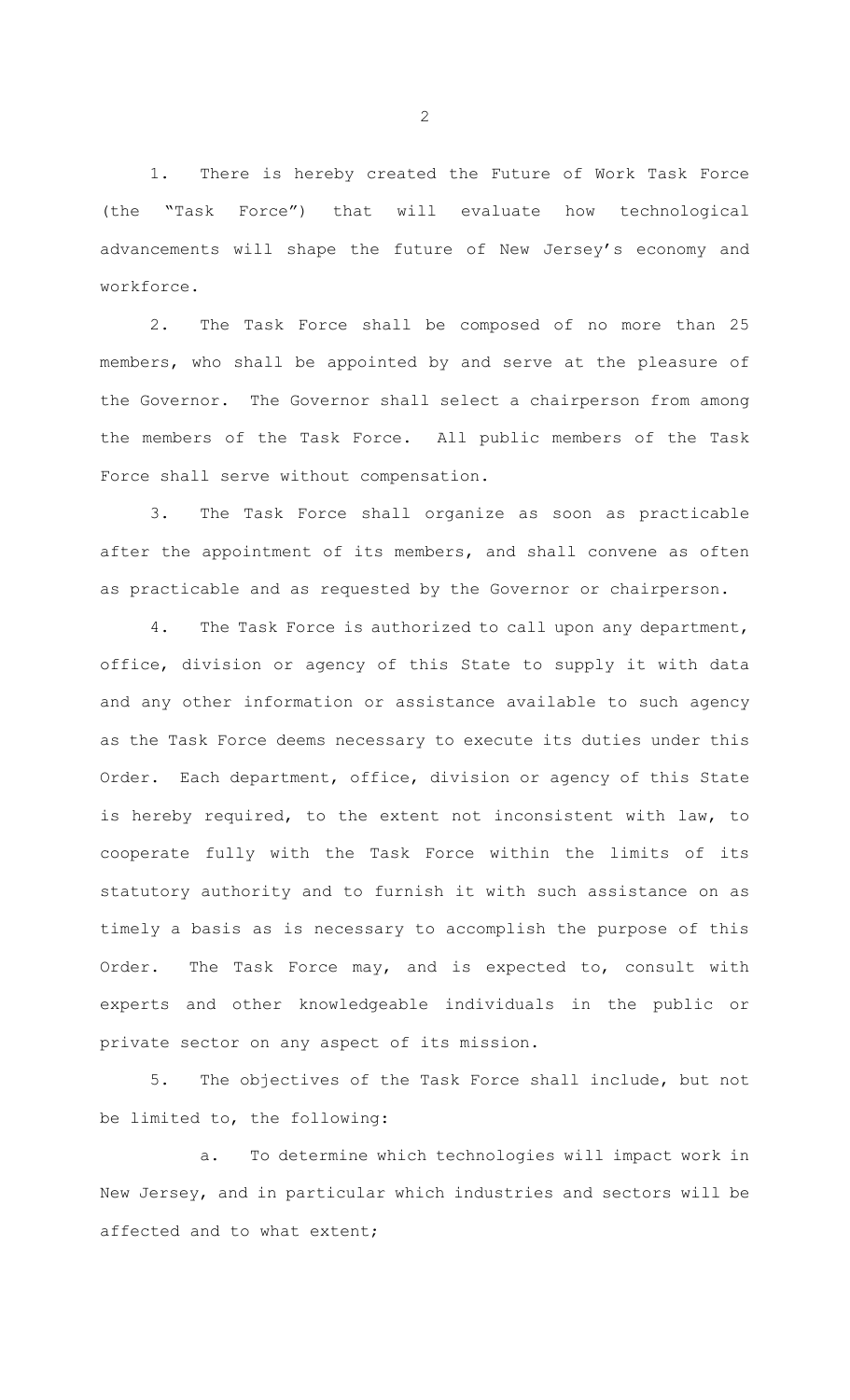1. There is hereby created the Future of Work Task Force (the "Task Force") that will evaluate how technological advancements will shape the future of New Jersey's economy and workforce.

2. The Task Force shall be composed of no more than 25 members, who shall be appointed by and serve at the pleasure of the Governor. The Governor shall select a chairperson from among the members of the Task Force. All public members of the Task Force shall serve without compensation.

3. The Task Force shall organize as soon as practicable after the appointment of its members, and shall convene as often as practicable and as requested by the Governor or chairperson.

4. The Task Force is authorized to call upon any department, office, division or agency of this State to supply it with data and any other information or assistance available to such agency as the Task Force deems necessary to execute its duties under this Order. Each department, office, division or agency of this State is hereby required, to the extent not inconsistent with law, to cooperate fully with the Task Force within the limits of its statutory authority and to furnish it with such assistance on as timely a basis as is necessary to accomplish the purpose of this Order. The Task Force may, and is expected to, consult with experts and other knowledgeable individuals in the public or private sector on any aspect of its mission.

5. The objectives of the Task Force shall include, but not be limited to, the following:

   a. To determine which technologies will impact work in New Jersey, and in particular which industries and sectors will be affected and to what extent;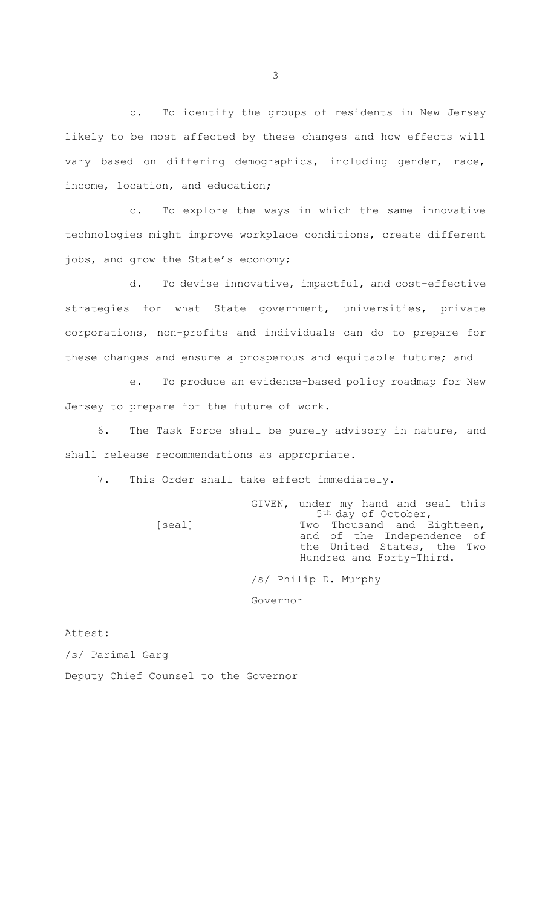b. To identify the groups of residents in New Jersey likely to be most affected by these changes and how effects will vary based on differing demographics, including gender, race, income, location, and education;

c. To explore the ways in which the same innovative technologies might improve workplace conditions, create different jobs, and grow the State's economy;

d. To devise innovative, impactful, and cost-effective strategies for what State government, universities, private corporations, non-profits and individuals can do to prepare for these changes and ensure a prosperous and equitable future; and

e. To produce an evidence-based policy roadmap for New Jersey to prepare for the future of work.

6. The Task Force shall be purely advisory in nature, and shall release recommendations as appropriate.

7. This Order shall take effect immediately.

[seal]

GIVEN, under my hand and seal this 5th day of October, Two Thousand and Eighteen, and of the Independence of the United States, the Two Hundred and Forty-Third.

/s/ Philip D. Murphy

Governor

Attest:

/s/ Parimal Garg

Deputy Chief Counsel to the Governor